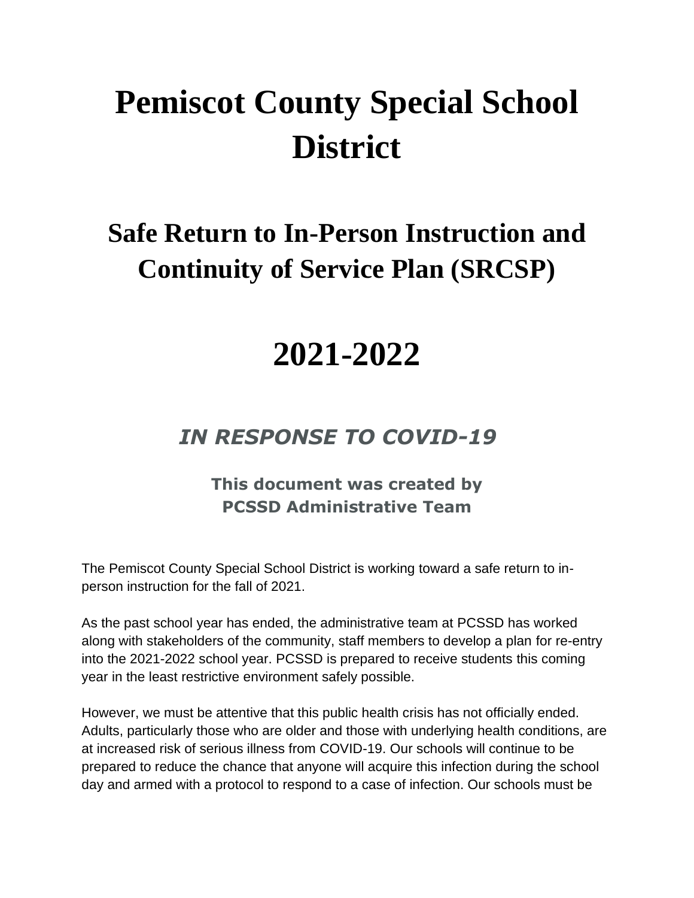# Pemiscot County Special School District

## Safe Return to In-Person Instruction and Continuity of Service Plan (SRCSP)

# 2021-2022

### *IN RESPONSE TO COVID-19*

**This document was created by PCSSD Administrative Team**

The Pemiscot County Special School District is working toward a safe return to in-person instruction for the fall of 2021.

As the past school year has ended, the administrative team at PCSSD has worked along with stakeholders of the community, staff members to develop a plan for re-entry into the 2021-2022 school year. PCSSD is prepared to receive students this coming year in the least restrictive environment safely possible.

However, we must be attentive that this public health crisis has not officially ended. Adults, particularly those who are older and those with underlying health conditions, are at increased risk of serious illness from COVID-19. Our schools will continue to be prepared to reduce the chance that anyone will acquire this infection during the school day and armed with a protocol to respond to a case of infection. Our schools must be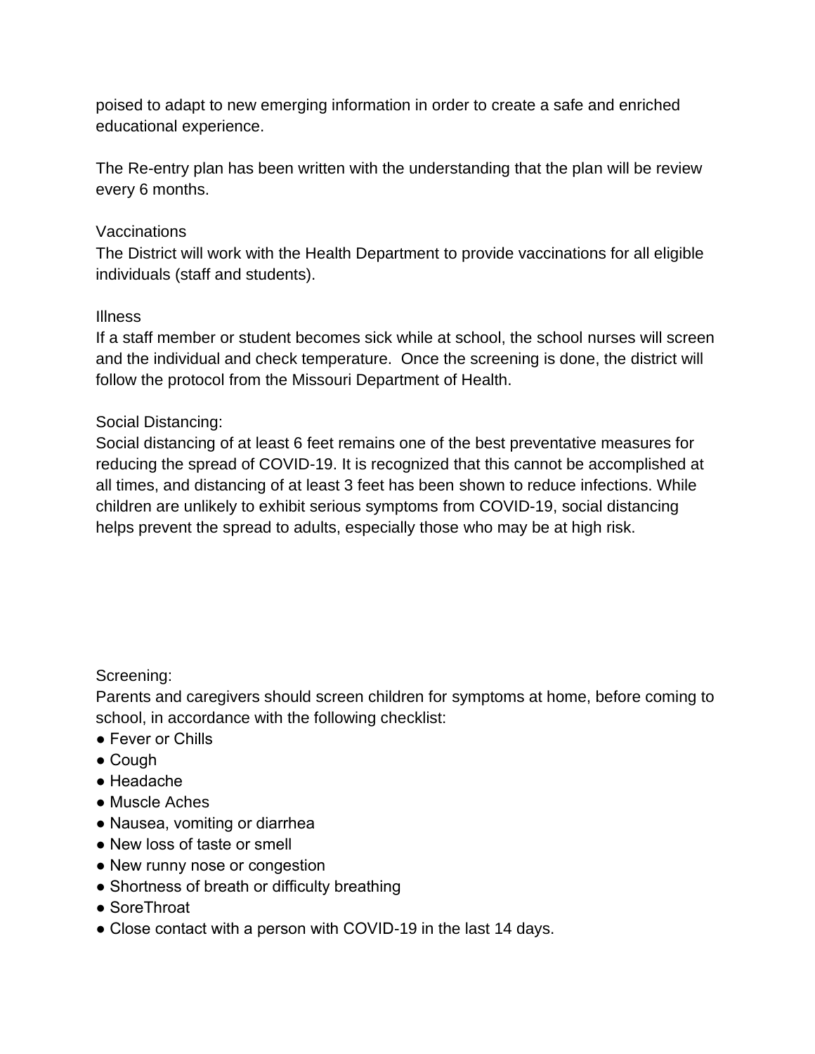poised to adapt to new emerging information in order to create a safe and enriched educational experience.

The Re-entry plan has been written with the understanding that the plan will be review every 6 months.

Vaccinations

The District will work with the Health Department to provide vaccinations for all eligible individuals (staff and students).

Illness

If a staff member or student becomes sick while at school, the school nurses will screen and the individual and check temperature. Once the screening is done, the district will follow the protocol from the Missouri Department of Health.

Social Distancing:

Social distancing of at least 6 feet remains one of the best preventative measures for reducing the spread of COVID-19. It is recognized that this cannot be accomplished at all times, and distancing of at least 3 feet has been shown to reduce infections. While children are unlikely to exhibit serious symptoms from COVID-19, social distancing helps prevent the spread to adults, especially those who may be at high risk.

Screening:

Parents and caregivers should screen children for symptoms at home, before coming to school, in accordance with the following checklist:

- Fever or Chills
- Cough
- Headache
- Muscle Aches
- Nausea, vomiting or diarrhea
- New loss of taste or smell
- New runny nose or congestion
- Shortness of breath or difficulty breathing
- SoreThroat
- Close contact with a person with COVID-19 in the last 14 days.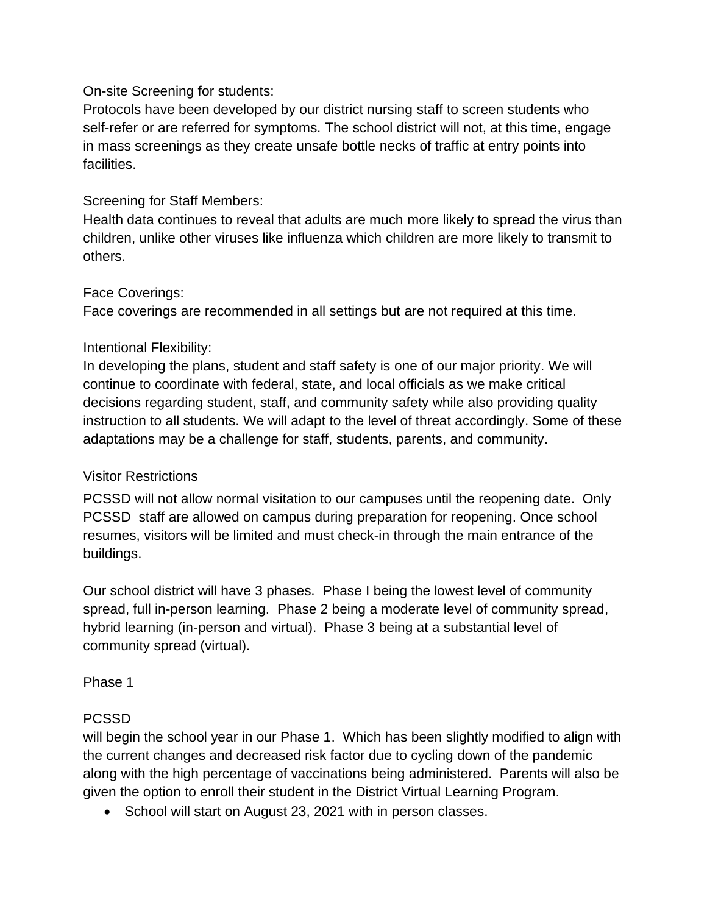On-site Screening for students:
Protocols have been developed by our district nursing staff to screen students who self-refer or are referred for symptoms. The school district will not, at this time, engage in mass screenings as they create unsafe bottle necks of traffic at entry points into facilities.

Screening for Staff Members:
Health data continues to reveal that adults are much more likely to spread the virus than children, unlike other viruses like influenza which children are more likely to transmit to others.

Face Coverings:
Face coverings are recommended in all settings but are not required at this time.

Intentional Flexibility:
In developing the plans, student and staff safety is one of our major priority. We will continue to coordinate with federal, state, and local officials as we make critical decisions regarding student, staff, and community safety while also providing quality instruction to all students. We will adapt to the level of threat accordingly. Some of these adaptations may be a challenge for staff, students, parents, and community.

Visitor Restrictions

PCSSD will not allow normal visitation to our campuses until the reopening date. Only PCSSD staff are allowed on campus during preparation for reopening. Once school resumes, visitors will be limited and must check-in through the main entrance of the buildings.

Our school district will have 3 phases. Phase I being the lowest level of community spread, full in-person learning. Phase 2 being a moderate level of community spread, hybrid learning (in-person and virtual). Phase 3 being at a substantial level of community spread (virtual).

Phase 1

PCSSD
will begin the school year in our Phase 1. Which has been slightly modified to align with the current changes and decreased risk factor due to cycling down of the pandemic along with the high percentage of vaccinations being administered. Parents will also be given the option to enroll their student in the District Virtual Learning Program.

- School will start on August 23, 2021 with in person classes.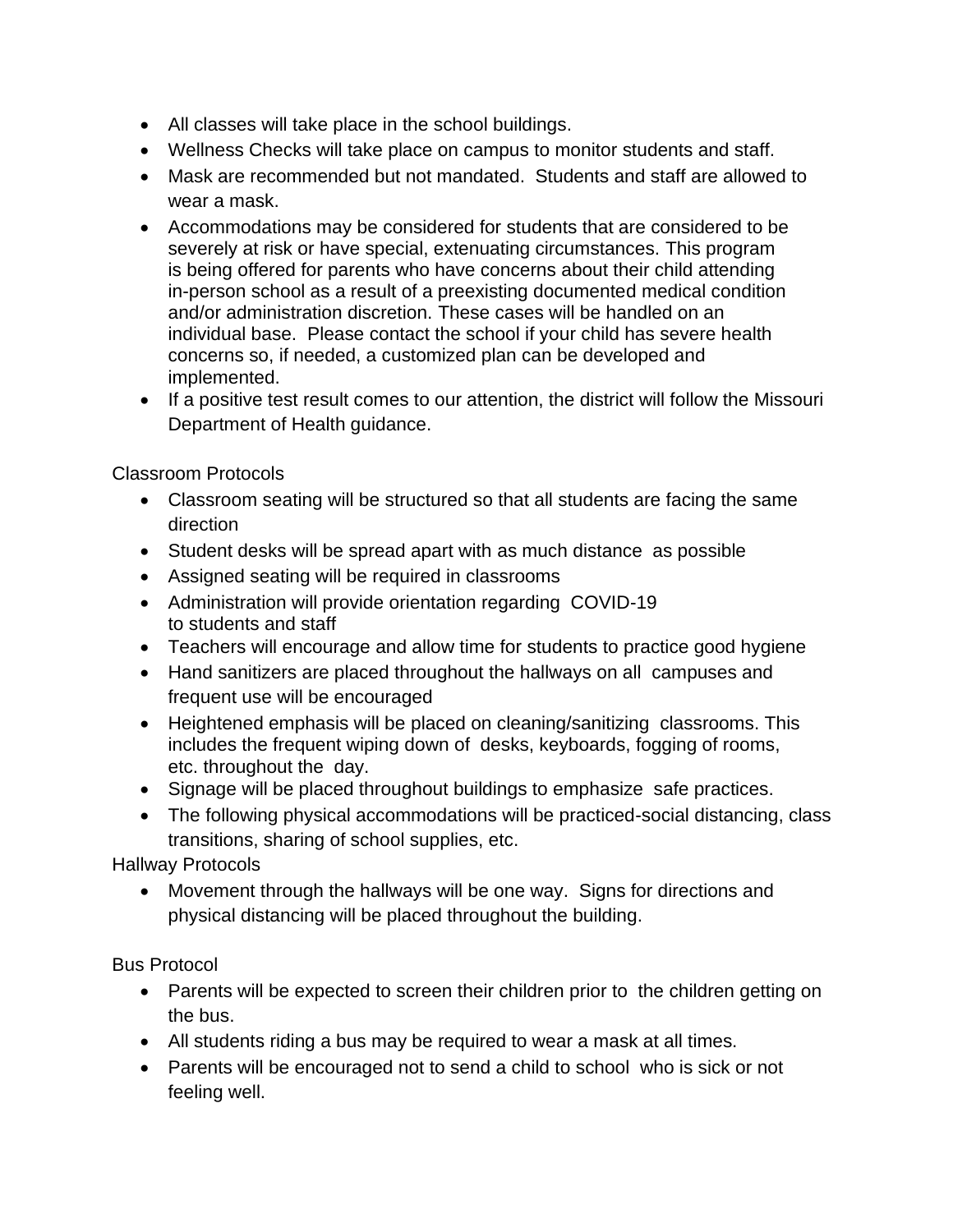- All classes will take place in the school buildings.
- Wellness Checks will take place on campus to monitor students and staff.
- Mask are recommended but not mandated. Students and staff are allowed to wear a mask.
- Accommodations may be considered for students that are considered to be severely at risk or have special, extenuating circumstances. This program is being offered for parents who have concerns about their child attending in-person school as a result of a preexisting documented medical condition and/or administration discretion. These cases will be handled on an individual base. Please contact the school if your child has severe health concerns so, if needed, a customized plan can be developed and implemented.
- If a positive test result comes to our attention, the district will follow the Missouri Department of Health guidance.

Classroom Protocols

- Classroom seating will be structured so that all students are facing the same direction
- Student desks will be spread apart with as much distance as possible
- Assigned seating will be required in classrooms
- Administration will provide orientation regarding COVID-19 to students and staff
- Teachers will encourage and allow time for students to practice good hygiene
- Hand sanitizers are placed throughout the hallways on all campuses and frequent use will be encouraged
- Heightened emphasis will be placed on cleaning/sanitizing classrooms. This includes the frequent wiping down of desks, keyboards, fogging of rooms, etc. throughout the day.
- Signage will be placed throughout buildings to emphasize safe practices.
- The following physical accommodations will be practiced-social distancing, class transitions, sharing of school supplies, etc.

Hallway Protocols

- Movement through the hallways will be one way. Signs for directions and physical distancing will be placed throughout the building.

Bus Protocol

- Parents will be expected to screen their children prior to the children getting on the bus.
- All students riding a bus may be required to wear a mask at all times.
- Parents will be encouraged not to send a child to school who is sick or not feeling well.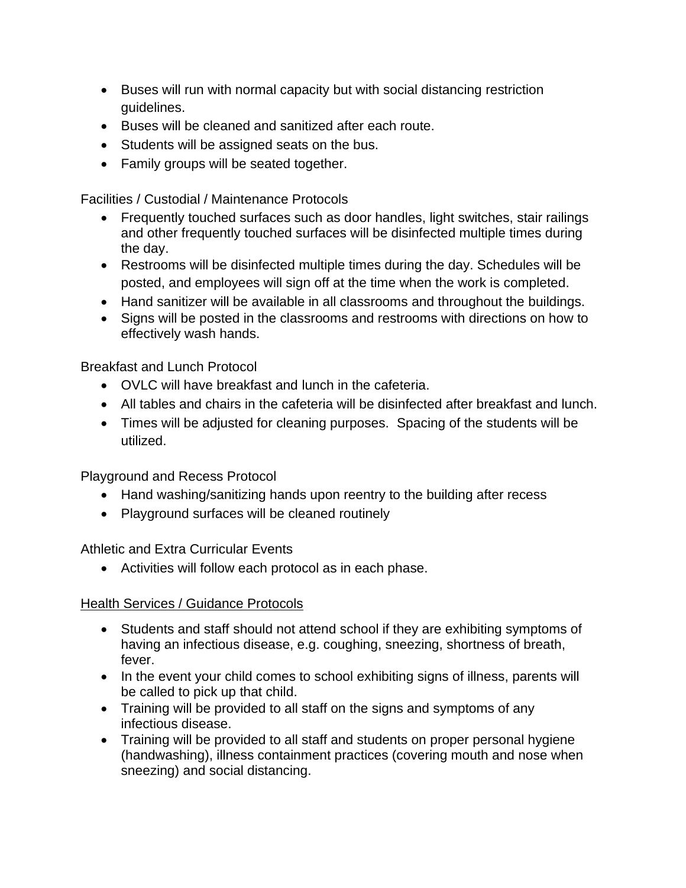- Buses will run with normal capacity but with social distancing restriction guidelines.
- Buses will be cleaned and sanitized after each route.
- Students will be assigned seats on the bus.
- Family groups will be seated together.

Facilities / Custodial / Maintenance Protocols

- Frequently touched surfaces such as door handles, light switches, stair railings and other frequently touched surfaces will be disinfected multiple times during the day.
- Restrooms will be disinfected multiple times during the day. Schedules will be posted, and employees will sign off at the time when the work is completed.
- Hand sanitizer will be available in all classrooms and throughout the buildings.
- Signs will be posted in the classrooms and restrooms with directions on how to effectively wash hands.

Breakfast and Lunch Protocol

- OVLC will have breakfast and lunch in the cafeteria.
- All tables and chairs in the cafeteria will be disinfected after breakfast and lunch.
- Times will be adjusted for cleaning purposes. Spacing of the students will be utilized.

Playground and Recess Protocol

- Hand washing/sanitizing hands upon reentry to the building after recess
- Playground surfaces will be cleaned routinely

Athletic and Extra Curricular Events

- Activities will follow each protocol as in each phase.

<u>Health Services / Guidance Protocols</u>

- Students and staff should not attend school if they are exhibiting symptoms of having an infectious disease, e.g. coughing, sneezing, shortness of breath, fever.
- In the event your child comes to school exhibiting signs of illness, parents will be called to pick up that child.
- Training will be provided to all staff on the signs and symptoms of any infectious disease.
- Training will be provided to all staff and students on proper personal hygiene (handwashing), illness containment practices (covering mouth and nose when sneezing) and social distancing.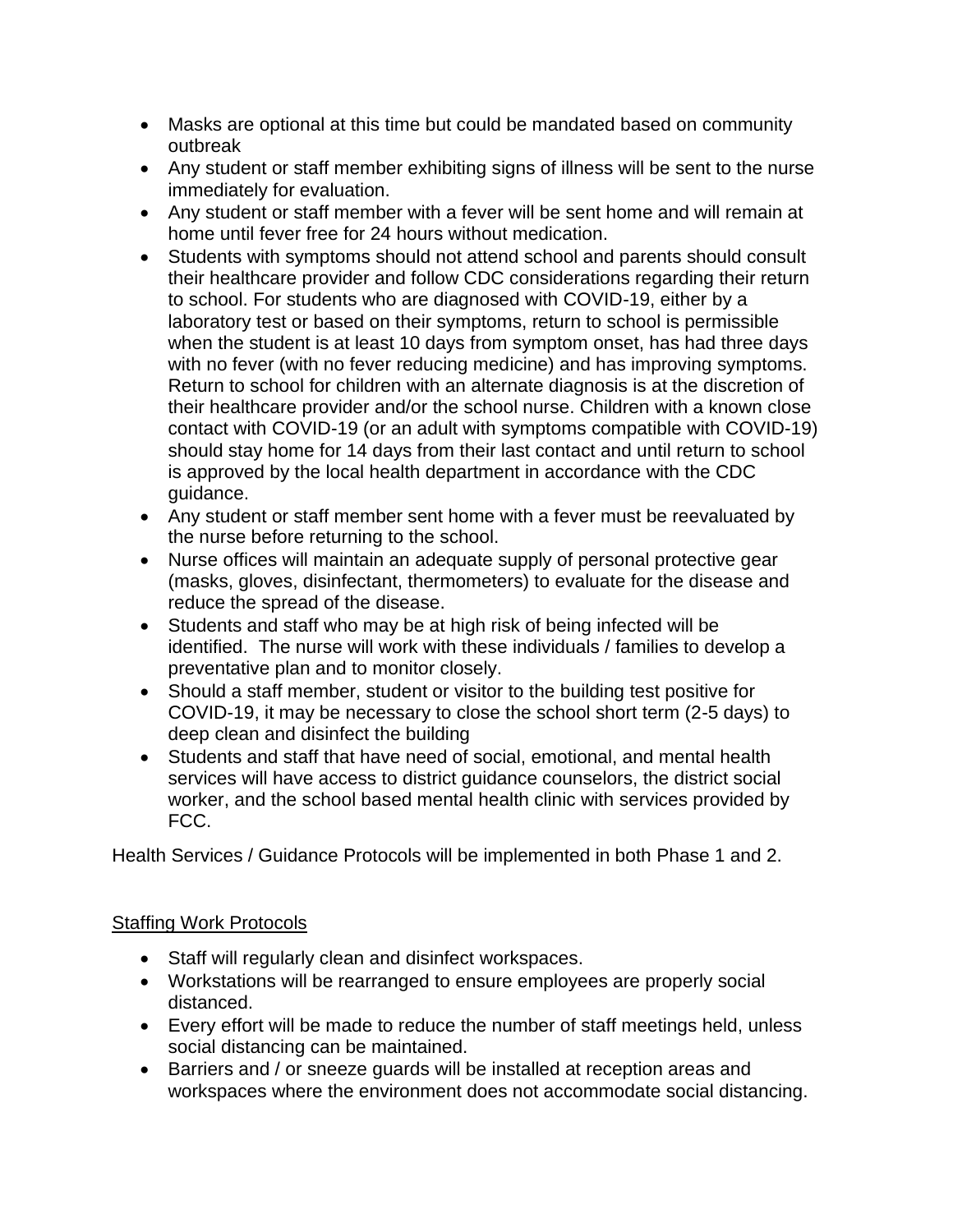- Masks are optional at this time but could be mandated based on community outbreak
- Any student or staff member exhibiting signs of illness will be sent to the nurse immediately for evaluation.
- Any student or staff member with a fever will be sent home and will remain at home until fever free for 24 hours without medication.
- Students with symptoms should not attend school and parents should consult their healthcare provider and follow CDC considerations regarding their return to school. For students who are diagnosed with COVID-19, either by a laboratory test or based on their symptoms, return to school is permissible when the student is at least 10 days from symptom onset, has had three days with no fever (with no fever reducing medicine) and has improving symptoms. Return to school for children with an alternate diagnosis is at the discretion of their healthcare provider and/or the school nurse. Children with a known close contact with COVID-19 (or an adult with symptoms compatible with COVID-19) should stay home for 14 days from their last contact and until return to school is approved by the local health department in accordance with the CDC guidance.
- Any student or staff member sent home with a fever must be reevaluated by the nurse before returning to the school.
- Nurse offices will maintain an adequate supply of personal protective gear (masks, gloves, disinfectant, thermometers) to evaluate for the disease and reduce the spread of the disease.
- Students and staff who may be at high risk of being infected will be identified. The nurse will work with these individuals / families to develop a preventative plan and to monitor closely.
- Should a staff member, student or visitor to the building test positive for COVID-19, it may be necessary to close the school short term (2-5 days) to deep clean and disinfect the building
- Students and staff that have need of social, emotional, and mental health services will have access to district guidance counselors, the district social worker, and the school based mental health clinic with services provided by FCC.

Health Services / Guidance Protocols will be implemented in both Phase 1 and 2.

## Staffing Work Protocols

- Staff will regularly clean and disinfect workspaces.
- Workstations will be rearranged to ensure employees are properly social distanced.
- Every effort will be made to reduce the number of staff meetings held, unless social distancing can be maintained.
- Barriers and / or sneeze guards will be installed at reception areas and workspaces where the environment does not accommodate social distancing.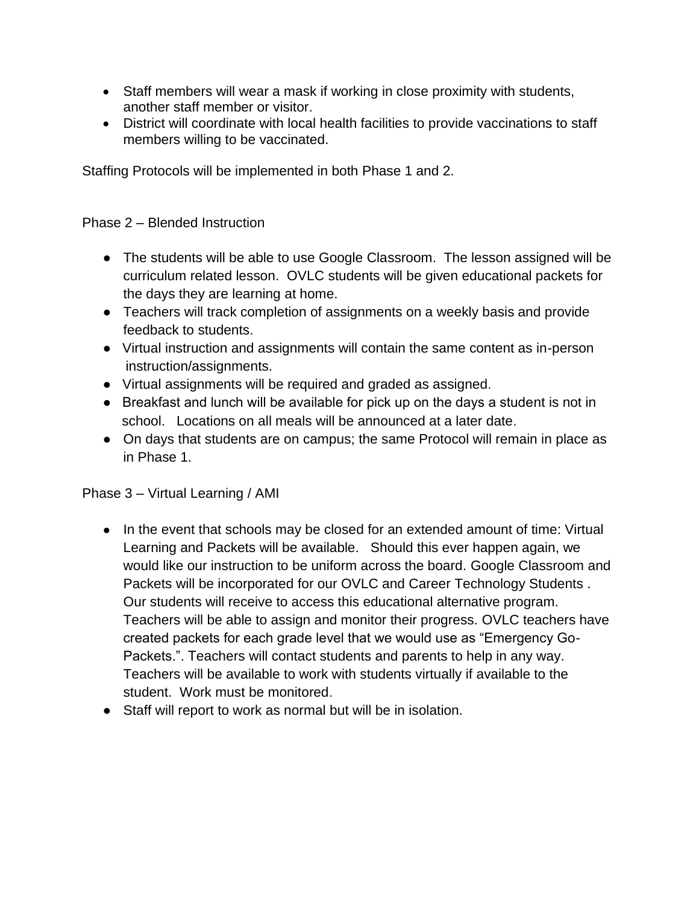- Staff members will wear a mask if working in close proximity with students, another staff member or visitor.
- District will coordinate with local health facilities to provide vaccinations to staff members willing to be vaccinated.

Staffing Protocols will be implemented in both Phase 1 and 2.

Phase 2 – Blended Instruction

- The students will be able to use Google Classroom. The lesson assigned will be curriculum related lesson. OVLC students will be given educational packets for the days they are learning at home.
- Teachers will track completion of assignments on a weekly basis and provide feedback to students.
- Virtual instruction and assignments will contain the same content as in-person instruction/assignments.
- Virtual assignments will be required and graded as assigned.
- Breakfast and lunch will be available for pick up on the days a student is not in school. Locations on all meals will be announced at a later date.
- On days that students are on campus; the same Protocol will remain in place as in Phase 1.

Phase 3 – Virtual Learning / AMI

- In the event that schools may be closed for an extended amount of time: Virtual Learning and Packets will be available. Should this ever happen again, we would like our instruction to be uniform across the board. Google Classroom and Packets will be incorporated for our OVLC and Career Technology Students . Our students will receive to access this educational alternative program. Teachers will be able to assign and monitor their progress. OVLC teachers have created packets for each grade level that we would use as "Emergency Go-Packets.". Teachers will contact students and parents to help in any way. Teachers will be available to work with students virtually if available to the student. Work must be monitored.
- Staff will report to work as normal but will be in isolation.